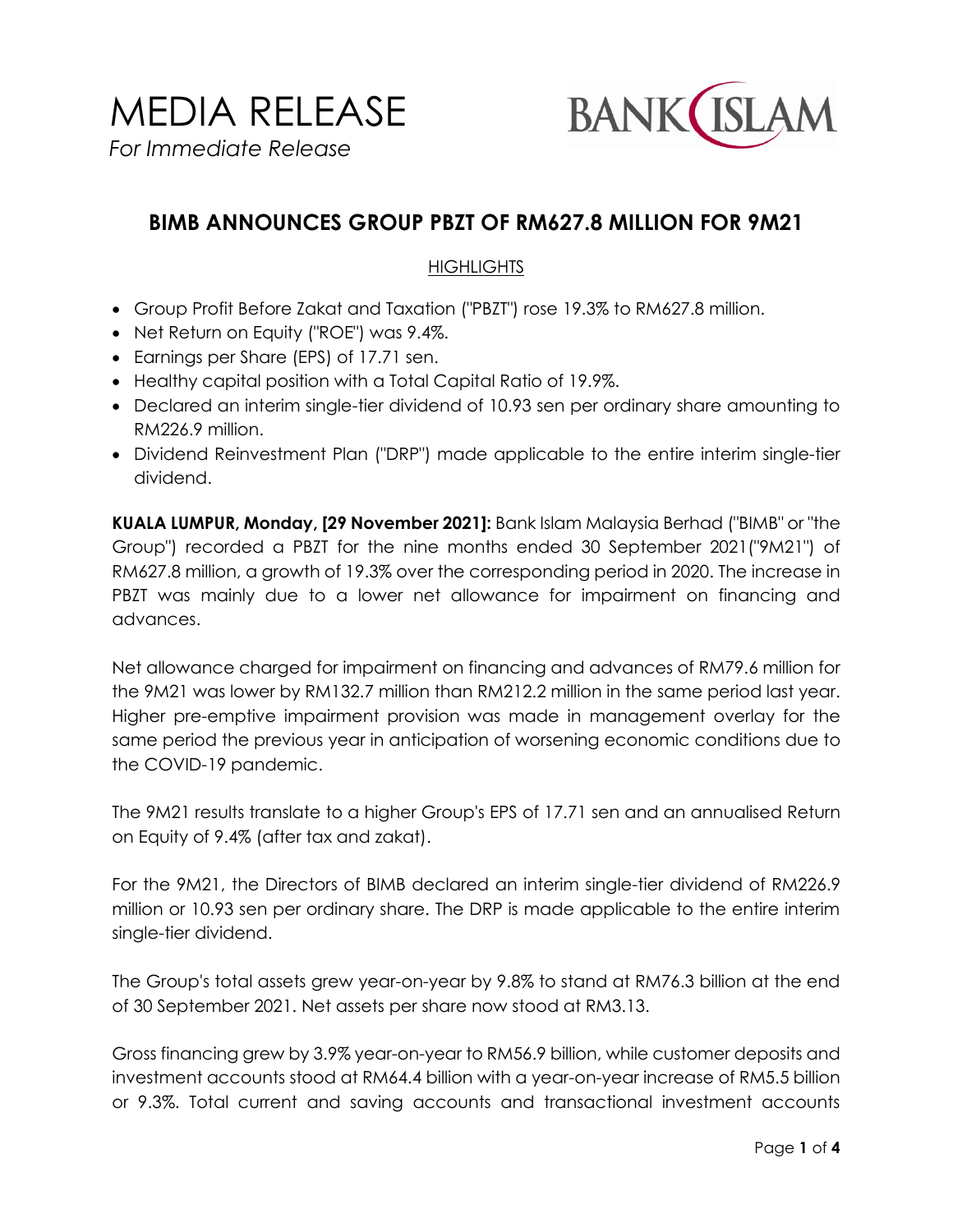# MEDIA RELEASE

*For Immediate Release*

BANK ISLAM

## BIMB ANNOUNCES GROUP PBZT OF RM627.8 MILLION FOR 9M21

### HIGHLIGHTS

- Group Profit Before Zakat and Taxation ("PBZT") rose 19.3% to RM627.8 million.
- Net Return on Equity ("ROE") was 9.4%.
- Earnings per Share (EPS) of 17.71 sen.
- Healthy capital position with a Total Capital Ratio of 19.9%.
- Declared an interim single-tier dividend of 10.93 sen per ordinary share amounting to RM226.9 million.
- Dividend Reinvestment Plan ("DRP") made applicable to the entire interim single-tier dividend.

**KUALA LUMPUR, Monday, [29 November 2021]:** Bank Islam Malaysia Berhad ("BIMB" or "the Group") recorded a PBZT for the nine months ended 30 September 2021("9M21") of RM627.8 million, a growth of 19.3% over the corresponding period in 2020. The increase in PBZT was mainly due to a lower net allowance for impairment on financing and advances.

Net allowance charged for impairment on financing and advances of RM79.6 million for the 9M21 was lower by RM132.7 million than RM212.2 million in the same period last year. Higher pre-emptive impairment provision was made in management overlay for the same period the previous year in anticipation of worsening economic conditions due to the COVID-19 pandemic.

The 9M21 results translate to a higher Group's EPS of 17.71 sen and an annualised Return on Equity of 9.4% (after tax and zakat).

For the 9M21, the Directors of BIMB declared an interim single-tier dividend of RM226.9 million or 10.93 sen per ordinary share. The DRP is made applicable to the entire interim single-tier dividend.

The Group's total assets grew year-on-year by 9.8% to stand at RM76.3 billion at the end of 30 September 2021. Net assets per share now stood at RM3.13.

Gross financing grew by 3.9% year-on-year to RM56.9 billion, while customer deposits and investment accounts stood at RM64.4 billion with a year-on-year increase of RM5.5 billion or 9.3%. Total current and saving accounts and transactional investment accounts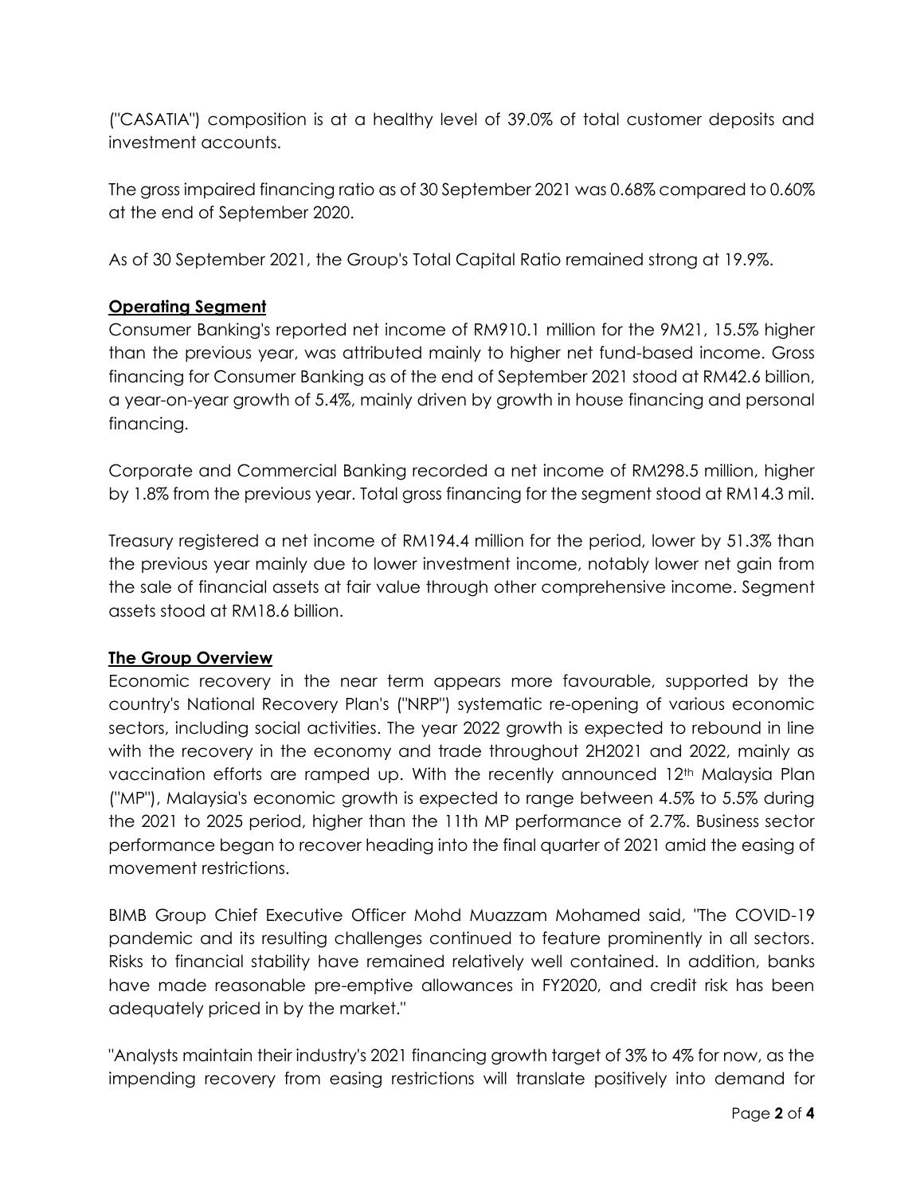("CASATIA") composition is at a healthy level of 39.0% of total customer deposits and investment accounts.

The gross impaired financing ratio as of 30 September 2021 was 0.68% compared to 0.60% at the end of September 2020.

As of 30 September 2021, the Group's Total Capital Ratio remained strong at 19.9%.

**Operating Segment**

Consumer Banking's reported net income of RM910.1 million for the 9M21, 15.5% higher than the previous year, was attributed mainly to higher net fund-based income. Gross financing for Consumer Banking as of the end of September 2021 stood at RM42.6 billion, a year-on-year growth of 5.4%, mainly driven by growth in house financing and personal financing.

Corporate and Commercial Banking recorded a net income of RM298.5 million, higher by 1.8% from the previous year. Total gross financing for the segment stood at RM14.3 mil.

Treasury registered a net income of RM194.4 million for the period, lower by 51.3% than the previous year mainly due to lower investment income, notably lower net gain from the sale of financial assets at fair value through other comprehensive income. Segment assets stood at RM18.6 billion.

**The Group Overview**

Economic recovery in the near term appears more favourable, supported by the country's National Recovery Plan's ("NRP") systematic re-opening of various economic sectors, including social activities. The year 2022 growth is expected to rebound in line with the recovery in the economy and trade throughout 2H2021 and 2022, mainly as vaccination efforts are ramped up. With the recently announced 12th Malaysia Plan ("MP"), Malaysia's economic growth is expected to range between 4.5% to 5.5% during the 2021 to 2025 period, higher than the 11th MP performance of 2.7%. Business sector performance began to recover heading into the final quarter of 2021 amid the easing of movement restrictions.

BIMB Group Chief Executive Officer Mohd Muazzam Mohamed said, "The COVID-19 pandemic and its resulting challenges continued to feature prominently in all sectors. Risks to financial stability have remained relatively well contained. In addition, banks have made reasonable pre-emptive allowances in FY2020, and credit risk has been adequately priced in by the market."

"Analysts maintain their industry's 2021 financing growth target of 3% to 4% for now, as the impending recovery from easing restrictions will translate positively into demand for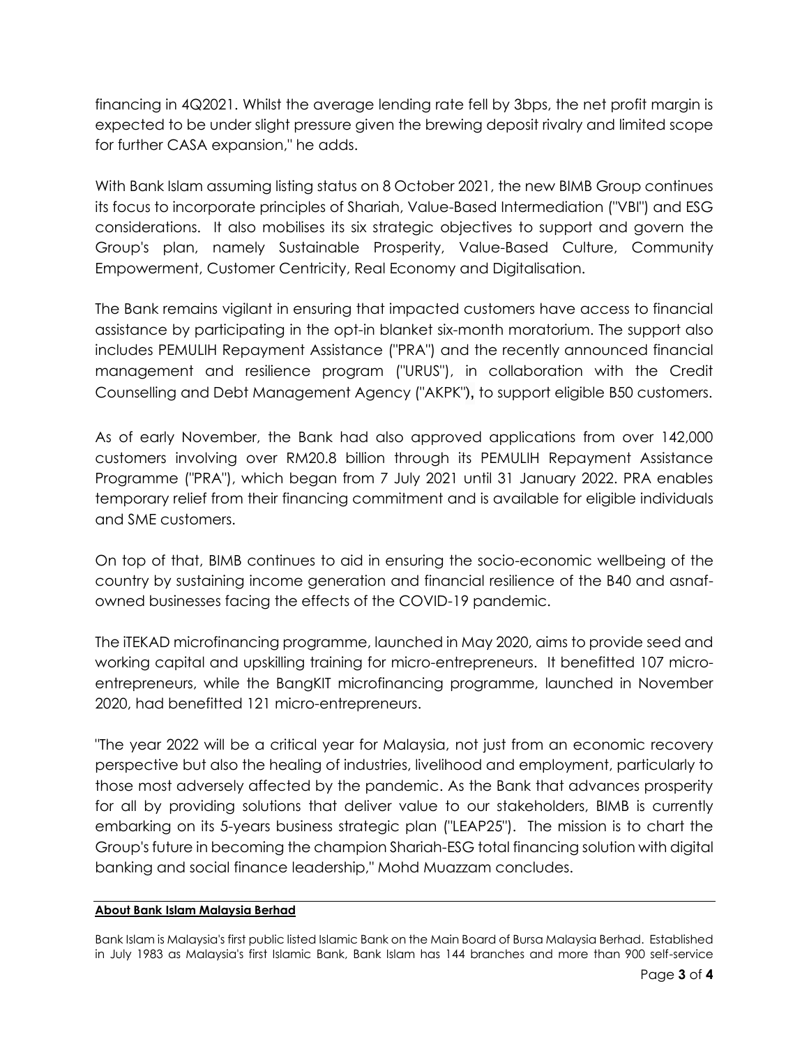financing in 4Q2021. Whilst the average lending rate fell by 3bps, the net profit margin is expected to be under slight pressure given the brewing deposit rivalry and limited scope for further CASA expansion," he adds.

With Bank Islam assuming listing status on 8 October 2021, the new BIMB Group continues its focus to incorporate principles of Shariah, Value-Based Intermediation ("VBI") and ESG considerations. It also mobilises its six strategic objectives to support and govern the Group's plan, namely Sustainable Prosperity, Value-Based Culture, Community Empowerment, Customer Centricity, Real Economy and Digitalisation.

The Bank remains vigilant in ensuring that impacted customers have access to financial assistance by participating in the opt-in blanket six-month moratorium. The support also includes PEMULIH Repayment Assistance ("PRA") and the recently announced financial management and resilience program ("URUS"), in collaboration with the Credit Counselling and Debt Management Agency ("AKPK"), to support eligible B50 customers.

As of early November, the Bank had also approved applications from over 142,000 customers involving over RM20.8 billion through its PEMULIH Repayment Assistance Programme ("PRA"), which began from 7 July 2021 until 31 January 2022. PRA enables temporary relief from their financing commitment and is available for eligible individuals and SME customers.

On top of that, BIMB continues to aid in ensuring the socio-economic wellbeing of the country by sustaining income generation and financial resilience of the B40 and asnaf-owned businesses facing the effects of the COVID-19 pandemic.

The iTEKAD microfinancing programme, launched in May 2020, aims to provide seed and working capital and upskilling training for micro-entrepreneurs. It benefitted 107 micro-entrepreneurs, while the BangKIT microfinancing programme, launched in November 2020, had benefitted 121 micro-entrepreneurs.

"The year 2022 will be a critical year for Malaysia, not just from an economic recovery perspective but also the healing of industries, livelihood and employment, particularly to those most adversely affected by the pandemic. As the Bank that advances prosperity for all by providing solutions that deliver value to our stakeholders, BIMB is currently embarking on its 5-years business strategic plan ("LEAP25"). The mission is to chart the Group's future in becoming the champion Shariah-ESG total financing solution with digital banking and social finance leadership," Mohd Muazzam concludes.

**About Bank Islam Malaysia Berhad**

Bank Islam is Malaysia's first public listed Islamic Bank on the Main Board of Bursa Malaysia Berhad. Established in July 1983 as Malaysia's first Islamic Bank, Bank Islam has 144 branches and more than 900 self-service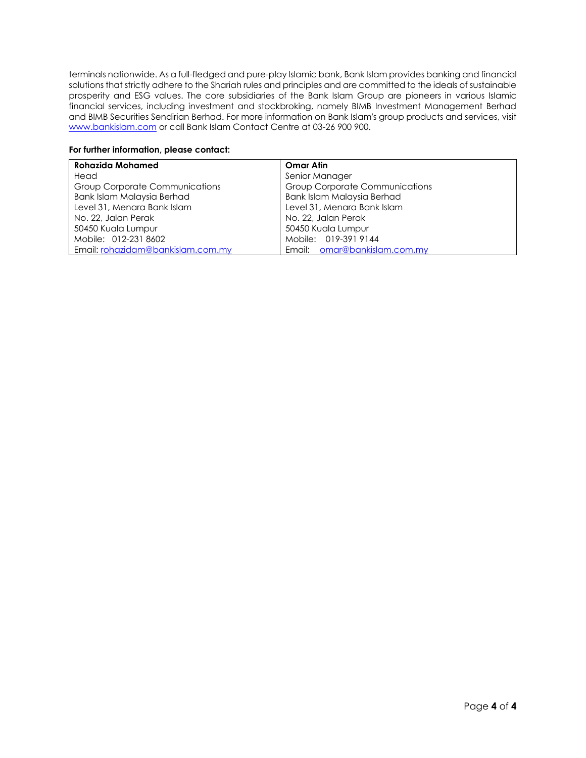terminals nationwide. As a full-fledged and pure-play Islamic bank, Bank Islam provides banking and financial solutions that strictly adhere to the Shariah rules and principles and are committed to the ideals of sustainable prosperity and ESG values. The core subsidiaries of the Bank Islam Group are pioneers in various Islamic financial services, including investment and stockbroking, namely BIMB Investment Management Berhad and BIMB Securities Sendirian Berhad. For more information on Bank Islam's group products and services, visit www.bankislam.com or call Bank Islam Contact Centre at 03-26 900 900.

**For further information, please contact:**

| | |
|---|---|
| **Rohazida Mohamed** | **Omar Atin** |
| Head | Senior Manager |
| Group Corporate Communications | Group Corporate Communications |
| Bank Islam Malaysia Berhad | Bank Islam Malaysia Berhad |
| Level 31, Menara Bank Islam | Level 31, Menara Bank Islam |
| No. 22, Jalan Perak | No. 22, Jalan Perak |
| 50450 Kuala Lumpur | 50450 Kuala Lumpur |
| Mobile: 012-231 8602 | Mobile: 019-391 9144 |
| Email: rohazidam@bankislam.com.my | Email: omar@bankislam.com.my |